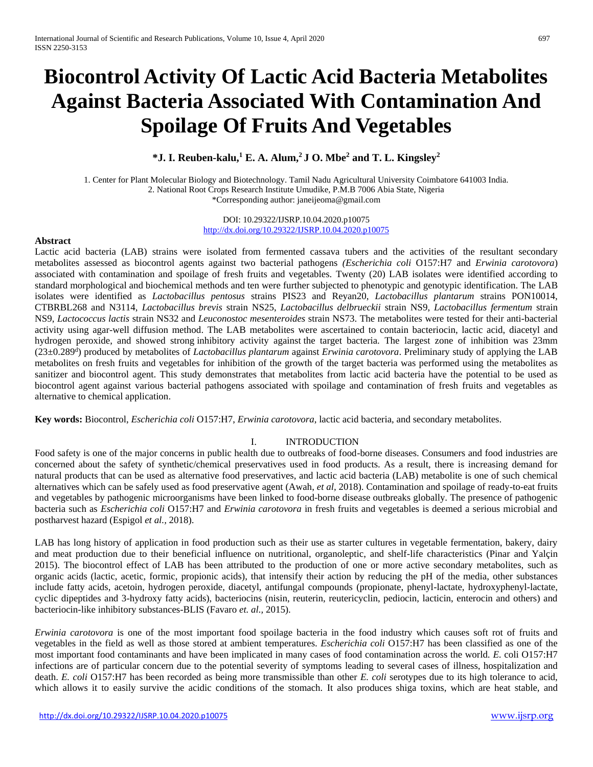# Biocontrol Activity Of Lactic Acid Bacteria Metabolites Against Bacteria Associated With Contamination And Spoilage Of Fruits And Vegetables

**\*J. I. Reuben-kalu,[1] E. A. Alum,[2] J O. Mbe[2] and T. L. Kingsley[2]**

1. Center for Plant Molecular Biology and Biotechnology. Tamil Nadu Agricultural University Coimbatore 641003 India.
2. National Root Crops Research Institute Umudike, P.M.B 7006 Abia State, Nigeria

*Corresponding author: janeijeoma@gmail.com

DOI: 10.29322/IJSRP.10.04.2020.p10075
http://dx.doi.org/10.29322/IJSRP.10.04.2020.p10075

**Abstract**

Lactic acid bacteria (LAB) strains were isolated from fermented cassava tubers and the activities of the resultant secondary metabolites assessed as biocontrol agents against two bacterial pathogens *(Escherichia coli* O157:H7 and *Erwinia carotovora*) associated with contamination and spoilage of fresh fruits and vegetables. Twenty (20) LAB isolates were identified according to standard morphological and biochemical methods and ten were further subjected to phenotypic and genotypic identification. The LAB isolates were identified as *Lactobacillus pentosus* strains PIS23 and Reyan20, *Lactobacillus plantarum* strains PON10014, CTBRBL268 and N3114, *Lactobacillus brevis* strain NS25, *Lactobacillus delbrueckii* strain NS9, *Lactobacillus fermentum* strain NS9, *Lactococcus lactis* strain NS32 and *Leuconostoc mesenteroides* strain NS73. The metabolites were tested for their anti-bacterial activity using agar-well diffusion method. The LAB metabolites were ascertained to contain bacteriocin, lactic acid, diacetyl and hydrogen peroxide, and showed strong inhibitory activity against the target bacteria. The largest zone of inhibition was 23mm ($23\pm0.289^{d}$) produced by metabolites of *Lactobacillus plantarum* against *Erwinia carotovora*. Preliminary study of applying the LAB metabolites on fresh fruits and vegetables for inhibition of the growth of the target bacteria was performed using the metabolites as sanitizer and biocontrol agent. This study demonstrates that metabolites from lactic acid bacteria have the potential to be used as biocontrol agent against various bacterial pathogens associated with spoilage and contamination of fresh fruits and vegetables as alternative to chemical application.

**Key words:** Biocontrol, *Escherichia coli* O157:H7, *Erwinia carotovora*, lactic acid bacteria, and secondary metabolites.

## I. INTRODUCTION

Food safety is one of the major concerns in public health due to outbreaks of food-borne diseases. Consumers and food industries are concerned about the safety of synthetic/chemical preservatives used in food products. As a result, there is increasing demand for natural products that can be used as alternative food preservatives, and lactic acid bacteria (LAB) metabolite is one of such chemical alternatives which can be safely used as food preservative agent (Awah, *et al,* 2018). Contamination and spoilage of ready-to-eat fruits and vegetables by pathogenic microorganisms have been linked to food-borne disease outbreaks globally. The presence of pathogenic bacteria such as *Escherichia coli* O157:H7 and *Erwinia carotovora* in fresh fruits and vegetables is deemed a serious microbial and postharvest hazard (Espigol *et al.,* 2018).

LAB has long history of application in food production such as their use as starter cultures in vegetable fermentation, bakery, dairy and meat production due to their beneficial influence on nutritional, organoleptic, and shelf-life characteristics (Pinar and Yalçin 2015). The biocontrol effect of LAB has been attributed to the production of one or more active secondary metabolites, such as organic acids (lactic, acetic, formic, propionic acids), that intensify their action by reducing the pH of the media, other substances include fatty acids, acetoin, hydrogen peroxide, diacetyl, antifungal compounds (propionate, phenyl-lactate, hydroxyphenyl-lactate, cyclic dipeptides and 3-hydroxy fatty acids), bacteriocins (nisin, reuterin, reutericyclin, pediocin, lacticin, enterocin and others) and bacteriocin-like inhibitory substances-BLIS (Favaro *et. al.,* 2015).

*Erwinia carotovora* is one of the most important food spoilage bacteria in the food industry which causes soft rot of fruits and vegetables in the field as well as those stored at ambient temperatures. *Escherichia coli* O157:H7 has been classified as one of the most important food contaminants and have been implicated in many cases of food contamination across the world. *E.* coli O157:H7 infections are of particular concern due to the potential severity of symptoms leading to several cases of illness, hospitalization and death. *E. coli* O157:H7 has been recorded as being more transmissible than other *E. coli* serotypes due to its high tolerance to acid, which allows it to easily survive the acidic conditions of the stomach. It also produces shiga toxins, which are heat stable, and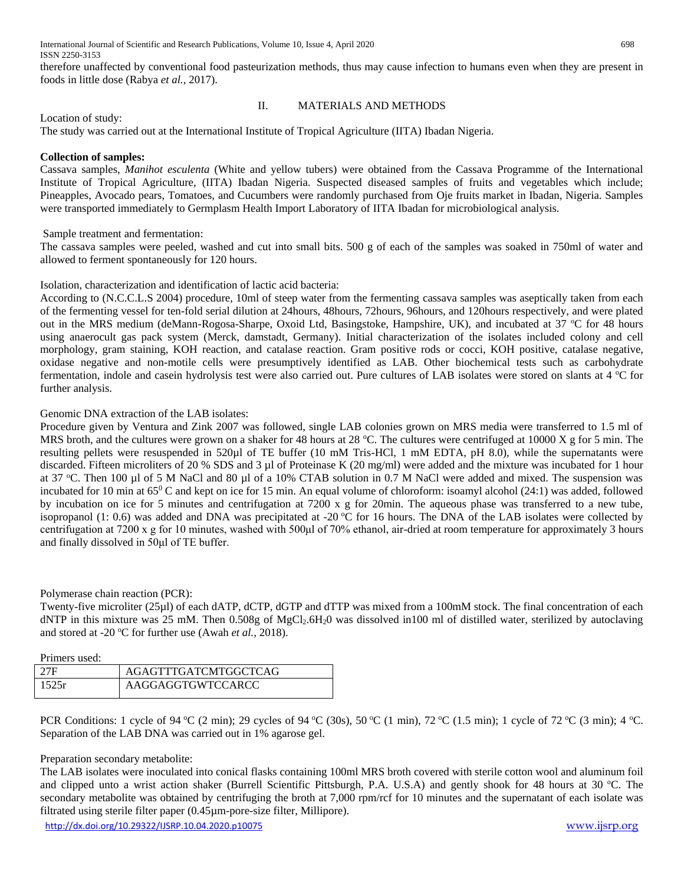therefore unaffected by conventional food pasteurization methods, thus may cause infection to humans even when they are present in foods in little dose (Rabya *et al.,* 2017).

## II. MATERIALS AND METHODS

Location of study:

The study was carried out at the International Institute of Tropical Agriculture (IITA) Ibadan Nigeria.

**Collection of samples:**

Cassava samples, *Manihot esculenta* (White and yellow tubers) were obtained from the Cassava Programme of the International Institute of Tropical Agriculture, (IITA) Ibadan Nigeria. Suspected diseased samples of fruits and vegetables which include; Pineapples, Avocado pears, Tomatoes, and Cucumbers were randomly purchased from Oje fruits market in Ibadan, Nigeria. Samples were transported immediately to Germplasm Health Import Laboratory of IITA Ibadan for microbiological analysis.

Sample treatment and fermentation:

The cassava samples were peeled, washed and cut into small bits. 500 g of each of the samples was soaked in 750ml of water and allowed to ferment spontaneously for 120 hours.

Isolation, characterization and identification of lactic acid bacteria:

According to (N.C.C.L.S 2004) procedure, 10ml of steep water from the fermenting cassava samples was aseptically taken from each of the fermenting vessel for ten-fold serial dilution at 24hours, 48hours, 72hours, 96hours, and 120hours respectively, and were plated out in the MRS medium (deMann-Rogosa-Sharpe, Oxoid Ltd, Basingstoke, Hampshire, UK), and incubated at 37 $^oC$ for 48 hours using anaerocult gas pack system (Merck, damstadt, Germany). Initial characterization of the isolates included colony and cell morphology, gram staining, KOH reaction, and catalase reaction. Gram positive rods or cocci, KOH positive, catalase negative, oxidase negative and non-motile cells were presumptively identified as LAB. Other biochemical tests such as carbohydrate fermentation, indole and casein hydrolysis test were also carried out. Pure cultures of LAB isolates were stored on slants at 4 $^oC$ for further analysis.

Genomic DNA extraction of the LAB isolates:

Procedure given by Ventura and Zink 2007 was followed, single LAB colonies grown on MRS media were transferred to 1.5 ml of MRS broth, and the cultures were grown on a shaker for 48 hours at 28 $^oC$. The cultures were centrifuged at 10000 X g for 5 min. The resulting pellets were resuspended in 520µl of TE buffer (10 mM Tris-HCl, 1 mM EDTA, pH 8.0), while the supernatants were discarded. Fifteen microliters of 20 % SDS and 3 µl of Proteinase K (20 mg/ml) were added and the mixture was incubated for 1 hour at 37 $^oC$. Then 100 µl of 5 M NaCl and 80 µl of a 10% CTAB solution in 0.7 M NaCl were added and mixed. The suspension was incubated for 10 min at 65$^0$ C and kept on ice for 15 min. An equal volume of chloroform: isoamyl alcohol (24:1) was added, followed by incubation on ice for 5 minutes and centrifugation at 7200 x g for 20min. The aqueous phase was transferred to a new tube, isopropanol (1: 0.6) was added and DNA was precipitated at -20 $^oC$ for 16 hours. The DNA of the LAB isolates were collected by centrifugation at 7200 x g for 10 minutes, washed with 500µl of 70% ethanol, air-dried at room temperature for approximately 3 hours and finally dissolved in 50µl of TE buffer.

Polymerase chain reaction (PCR):

Twenty-five microliter (25µl) of each dATP, dCTP, dGTP and dTTP was mixed from a 100mM stock. The final concentration of each dNTP in this mixture was 25 mM. Then 0.508g of $MgCl_2.6H_20$ was dissolved in100 ml of distilled water, sterilized by autoclaving and stored at -20 $^oC$ for further use (Awah *et al.,* 2018).

Primers used:

| 27F | AGAGTTTGATCMTGGCTCAG |
|---|---|
| 1525r | AAGGAGGTGWTCCARCC |

PCR Conditions: 1 cycle of 94 $^oC$ (2 min); 29 cycles of 94 $^oC$ (30s), 50 $^oC$ (1 min), 72 $^oC$ (1.5 min); 1 cycle of 72 $^oC$ (3 min); 4 $^oC$. Separation of the LAB DNA was carried out in 1% agarose gel.

Preparation secondary metabolite:

The LAB isolates were inoculated into conical flasks containing 100ml MRS broth covered with sterile cotton wool and aluminum foil and clipped unto a wrist action shaker (Burrell Scientific Pittsburgh, P.A. U.S.A) and gently shook for 48 hours at 30 $^oC$. The secondary metabolite was obtained by centrifuging the broth at 7,000 rpm/rcf for 10 minutes and the supernatant of each isolate was filtrated using sterile filter paper (0.45µm-pore-size filter, Millipore).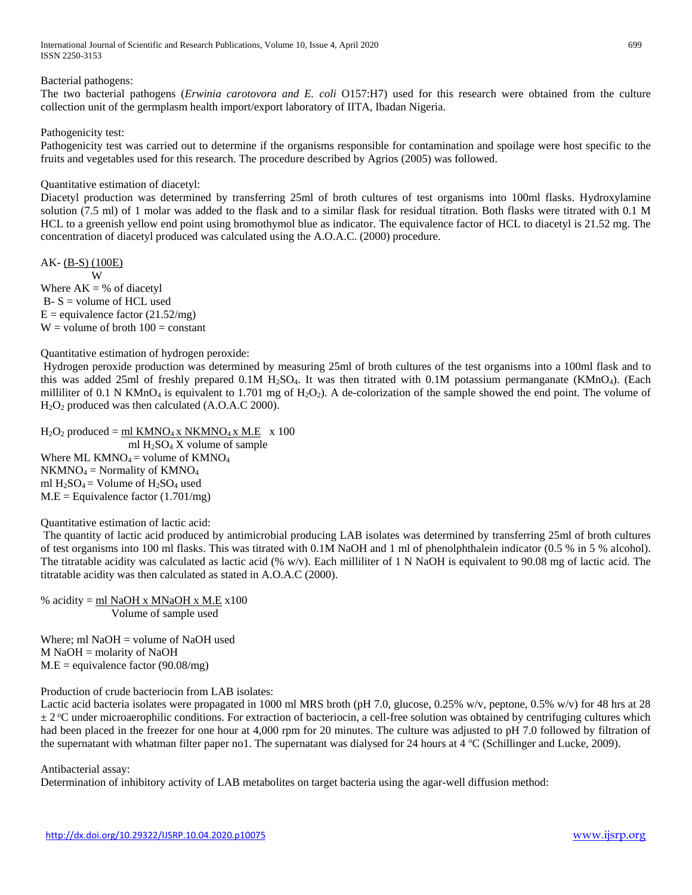Bacterial pathogens:

The two bacterial pathogens (*Erwinia carotovora and E. coli* O157:H7) used for this research were obtained from the culture collection unit of the germplasm health import/export laboratory of IITA, Ibadan Nigeria.

Pathogenicity test:

Pathogenicity test was carried out to determine if the organisms responsible for contamination and spoilage were host specific to the fruits and vegetables used for this research. The procedure described by Agrios (2005) was followed.

Quantitative estimation of diacetyl:

Diacetyl production was determined by transferring 25ml of broth cultures of test organisms into 100ml flasks. Hydroxylamine solution (7.5 ml) of 1 molar was added to the flask and to a similar flask for residual titration. Both flasks were titrated with 0.1 M HCL to a greenish yellow end point using bromothymol blue as indicator. The equivalence factor of HCL to diacetyl is 21.52 mg. The concentration of diacetyl produced was calculated using the A.O.A.C. (2000) procedure.

$$AK - \frac{(B-S)\,(100E)}{W}$$

Where AK = % of diacetyl
B- S = volume of HCL used
E = equivalence factor (21.52/mg)
W = volume of broth 100 = constant

Quantitative estimation of hydrogen peroxide:

Hydrogen peroxide production was determined by measuring 25ml of broth cultures of the test organisms into a 100ml flask and to this was added 25ml of freshly prepared 0.1M $H_2SO_4$. It was then titrated with 0.1M potassium permanganate ($KMnO_4$). (Each milliliter of 0.1 N $KMnO_4$ is equivalent to 1.701 mg of $H_2O_2$). A de-colorization of the sample showed the end point. The volume of $H_2O_2$ produced was then calculated (A.O.A.C 2000).

$$H_2O_2 \text{ produced} = \frac{\text{ml } KMNO_4 \times NKMNO_4 \times M.E}{\text{ml } H_2SO_4 \times \text{volume of sample}} \times 100$$

Where ML $KMNO_4$ = volume of $KMNO_4$
$NKMNO_4$ = Normality of $KMNO_4$
ml $H_2SO_4$ = Volume of $H_2SO_4$ used
M.E = Equivalence factor (1.701/mg)

Quantitative estimation of lactic acid:

The quantity of lactic acid produced by antimicrobial producing LAB isolates was determined by transferring 25ml of broth cultures of test organisms into 100 ml flasks. This was titrated with 0.1M NaOH and 1 ml of phenolphthalein indicator (0.5 % in 5 % alcohol). The titratable acidity was calculated as lactic acid (% w/v). Each milliliter of 1 N NaOH is equivalent to 90.08 mg of lactic acid. The titratable acidity was then calculated as stated in A.O.A.C (2000).

$$\% \text{ acidity} = \frac{\text{ml NaOH} \times \text{MNaOH} \times M.E}{\text{Volume of sample used}} \times 100$$

Where; ml NaOH = volume of NaOH used
M NaOH = molarity of NaOH
M.E = equivalence factor (90.08/mg)

Production of crude bacteriocin from LAB isolates:

Lactic acid bacteria isolates were propagated in 1000 ml MRS broth (pH 7.0, glucose, 0.25% w/v, peptone, 0.5% w/v) for 48 hrs at 28 ± 2 ºC under microaerophilic conditions. For extraction of bacteriocin, a cell-free solution was obtained by centrifuging cultures which had been placed in the freezer for one hour at 4,000 rpm for 20 minutes. The culture was adjusted to pH 7.0 followed by filtration of the supernatant with whatman filter paper no1. The supernatant was dialysed for 24 hours at 4 ºC (Schillinger and Lucke, 2009).

Antibacterial assay:

Determination of inhibitory activity of LAB metabolites on target bacteria using the agar-well diffusion method: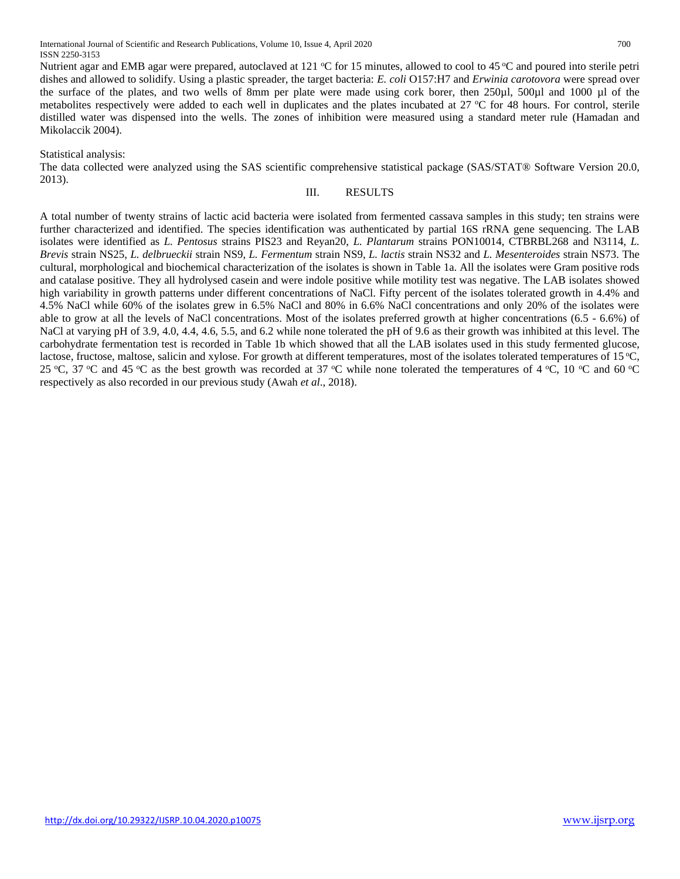Nutrient agar and EMB agar were prepared, autoclaved at 121 °C for 15 minutes, allowed to cool to 45 °C and poured into sterile petri dishes and allowed to solidify. Using a plastic spreader, the target bacteria: *E. coli* O157:H7 and *Erwinia carotovora* were spread over the surface of the plates, and two wells of 8mm per plate were made using cork borer, then 250µl, 500µl and 1000 µl of the metabolites respectively were added to each well in duplicates and the plates incubated at 27 °C for 48 hours. For control, sterile distilled water was dispensed into the wells. The zones of inhibition were measured using a standard meter rule (Hamadan and Mikolaccik 2004).

Statistical analysis:
The data collected were analyzed using the SAS scientific comprehensive statistical package (SAS/STAT® Software Version 20.0, 2013).

## III. RESULTS

A total number of twenty strains of lactic acid bacteria were isolated from fermented cassava samples in this study; ten strains were further characterized and identified. The species identification was authenticated by partial 16S rRNA gene sequencing. The LAB isolates were identified as *L. Pentosus* strains PIS23 and Reyan20, *L. Plantarum* strains PON10014, CTBRBL268 and N3114, *L. Brevis* strain NS25, *L. delbrueckii* strain NS9, *L. Fermentum* strain NS9, *L. lactis* strain NS32 and *L. Mesenteroides* strain NS73. The cultural, morphological and biochemical characterization of the isolates is shown in Table 1a. All the isolates were Gram positive rods and catalase positive. They all hydrolysed casein and were indole positive while motility test was negative. The LAB isolates showed high variability in growth patterns under different concentrations of NaCl. Fifty percent of the isolates tolerated growth in 4.4% and 4.5% NaCl while 60% of the isolates grew in 6.5% NaCl and 80% in 6.6% NaCl concentrations and only 20% of the isolates were able to grow at all the levels of NaCl concentrations. Most of the isolates preferred growth at higher concentrations (6.5 - 6.6%) of NaCl at varying pH of 3.9, 4.0, 4.4, 4.6, 5.5, and 6.2 while none tolerated the pH of 9.6 as their growth was inhibited at this level. The carbohydrate fermentation test is recorded in Table 1b which showed that all the LAB isolates used in this study fermented glucose, lactose, fructose, maltose, salicin and xylose. For growth at different temperatures, most of the isolates tolerated temperatures of 15 °C, 25 °C, 37 °C and 45 °C as the best growth was recorded at 37 °C while none tolerated the temperatures of 4 °C, 10 °C and 60 °C respectively as also recorded in our previous study (Awah *et al*., 2018).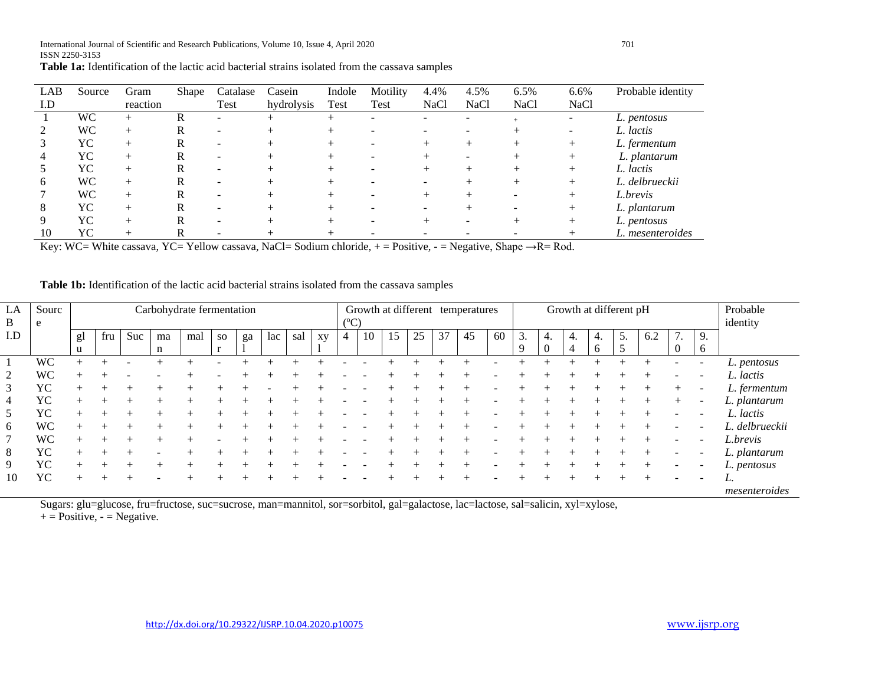**Table 1a:** Identification of the lactic acid bacterial strains isolated from the cassava samples

| LAB I.D | Source | Gram reaction | Shape | Catalase Test | Casein hydrolysis | Indole Test | Motility Test | 4.4% NaCl | 4.5% NaCl | 6.5% NaCl | 6.6% NaCl | Probable identity |
|---|---|---|---|---|---|---|---|---|---|---|---|---|
| 1 | WC | + | R | - | + | + | - | - | - | + | - | *L. pentosus* |
| 2 | WC | + | R | - | + | + | - | - | - | + | - | *L. lactis* |
| 3 | YC | + | R | - | + | + | - | + | + | + | + | *L. fermentum* |
| 4 | YC | + | R | - | + | + | - | + | - | + | + | *L. plantarum* |
| 5 | YC | + | R | - | + | + | - | + | + | + | + | *L. lactis* |
| 6 | WC | + | R | - | + | + | - | - | + | + | + | *L. delbrueckii* |
| 7 | WC | + | R | - | + | + | - | + | + | - | + | *L.brevis* |
| 8 | YC | + | R | - | + | + | - | - | + | - | + | *L. plantarum* |
| 9 | YC | + | R | - | + | + | - | + | - | + | + | *L. pentosus* |
| 10 | YC | + | R | - | + | + | - | - | - | - | + | *L. mesenteroides* |

Key: WC= White cassava, YC= Yellow cassava, NaCl= Sodium chloride, + = Positive, - = Negative, Shape →R= Rod.

**Table 1b:** Identification of the lactic acid bacterial strains isolated from the cassava samples

| LAB I.D | Source | Carbohydrate fermentation | | | | | | | | | | Growth at different temperatures (ºC) | | | | | | | Growth at different pH | | | | | | | | Probable identity |
|---|---|---|---|---|---|---|---|---|---|---|---|---|---|---|---|---|---|---|---|---|---|---|---|---|---|---|---|
| | | glu | fru | Suc | man | mal | sor | gal | lac | sal | xyl | 4 | 10 | 15 | 25 | 37 | 45 | 60 | 3.9 | 4.0 | 4.4 | 4.6 | 5.5 | 6.2 | 7.0 | 9.6 | |
| 1 | WC | + | + | - | + | + | - | + | + | + | + | - | - | + | + | + | + | - | + | + | + | + | + | + | - | - | *L. pentosus* |
| 2 | WC | + | + | - | - | + | - | + | + | + | + | - | - | + | + | + | + | - | + | + | + | + | + | + | - | - | *L. lactis* |
| 3 | YC | + | + | + | + | + | + | + | - | + | + | - | - | + | + | + | + | - | + | + | + | + | + | + | + | - | *L. fermentum* |
| 4 | YC | + | + | + | + | + | + | + | + | + | + | - | - | + | + | + | + | - | + | + | + | + | + | + | + | - | *L. plantarum* |
| 5 | YC | + | + | + | + | + | + | + | + | + | + | - | - | + | + | + | + | - | + | + | + | + | + | + | - | - | *L. lactis* |
| 6 | WC | + | + | + | + | + | + | + | + | + | + | - | - | + | + | + | + | - | + | + | + | + | + | + | - | - | *L. delbrueckii* |
| 7 | WC | + | + | + | + | + | - | + | + | + | + | - | - | + | + | + | + | - | + | + | + | + | + | + | - | - | *L.brevis* |
| 8 | YC | + | + | + | - | + | + | + | + | + | + | - | - | + | + | + | + | - | + | + | + | + | + | + | - | - | *L. plantarum* |
| 9 | YC | + | + | + | + | + | + | + | + | + | + | - | - | + | + | + | + | - | + | + | + | + | + | + | - | - | *L. pentosus* |
| 10 | YC | + | + | + | - | + | + | + | + | + | + | - | - | + | + | + | + | - | + | + | + | + | + | + | - | - | *L. mesenteroides* |

Sugars: glu=glucose, fru=fructose, suc=sucrose, man=mannitol, sor=sorbitol, gal=galactose, lac=lactose, sal=salicin, xyl=xylose,
+ = Positive, - = Negative.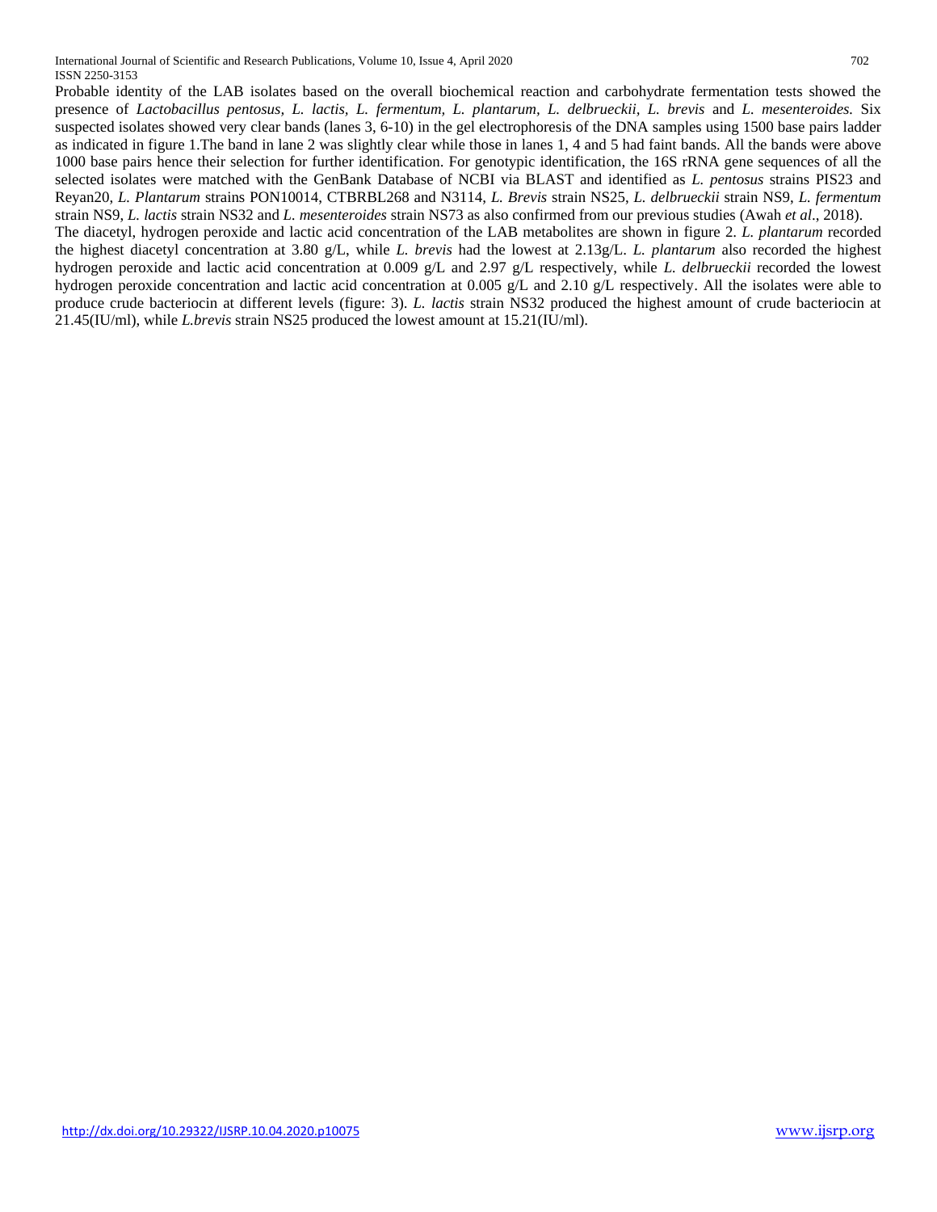Probable identity of the LAB isolates based on the overall biochemical reaction and carbohydrate fermentation tests showed the presence of *Lactobacillus pentosus, L. lactis, L. fermentum, L. plantarum, L. delbrueckii, L. brevis* and *L. mesenteroides.* Six suspected isolates showed very clear bands (lanes 3, 6-10) in the gel electrophoresis of the DNA samples using 1500 base pairs ladder as indicated in figure 1.The band in lane 2 was slightly clear while those in lanes 1, 4 and 5 had faint bands. All the bands were above 1000 base pairs hence their selection for further identification. For genotypic identification, the 16S rRNA gene sequences of all the selected isolates were matched with the GenBank Database of NCBI via BLAST and identified as *L. pentosus* strains PIS23 and Reyan20, *L. Plantarum* strains PON10014, CTBRBL268 and N3114, *L. Brevis* strain NS25, *L. delbrueckii* strain NS9, *L. fermentum* strain NS9, *L. lactis* strain NS32 and *L. mesenteroides* strain NS73 as also confirmed from our previous studies (Awah *et al*., 2018).

The diacetyl, hydrogen peroxide and lactic acid concentration of the LAB metabolites are shown in figure 2. *L. plantarum* recorded the highest diacetyl concentration at 3.80 g/L, while *L. brevis* had the lowest at 2.13g/L. *L. plantarum* also recorded the highest hydrogen peroxide and lactic acid concentration at 0.009 g/L and 2.97 g/L respectively, while *L. delbrueckii* recorded the lowest hydrogen peroxide concentration and lactic acid concentration at 0.005 g/L and 2.10 g/L respectively. All the isolates were able to produce crude bacteriocin at different levels (figure: 3). *L. lactis* strain NS32 produced the highest amount of crude bacteriocin at 21.45(IU/ml), while *L.brevis* strain NS25 produced the lowest amount at 15.21(IU/ml).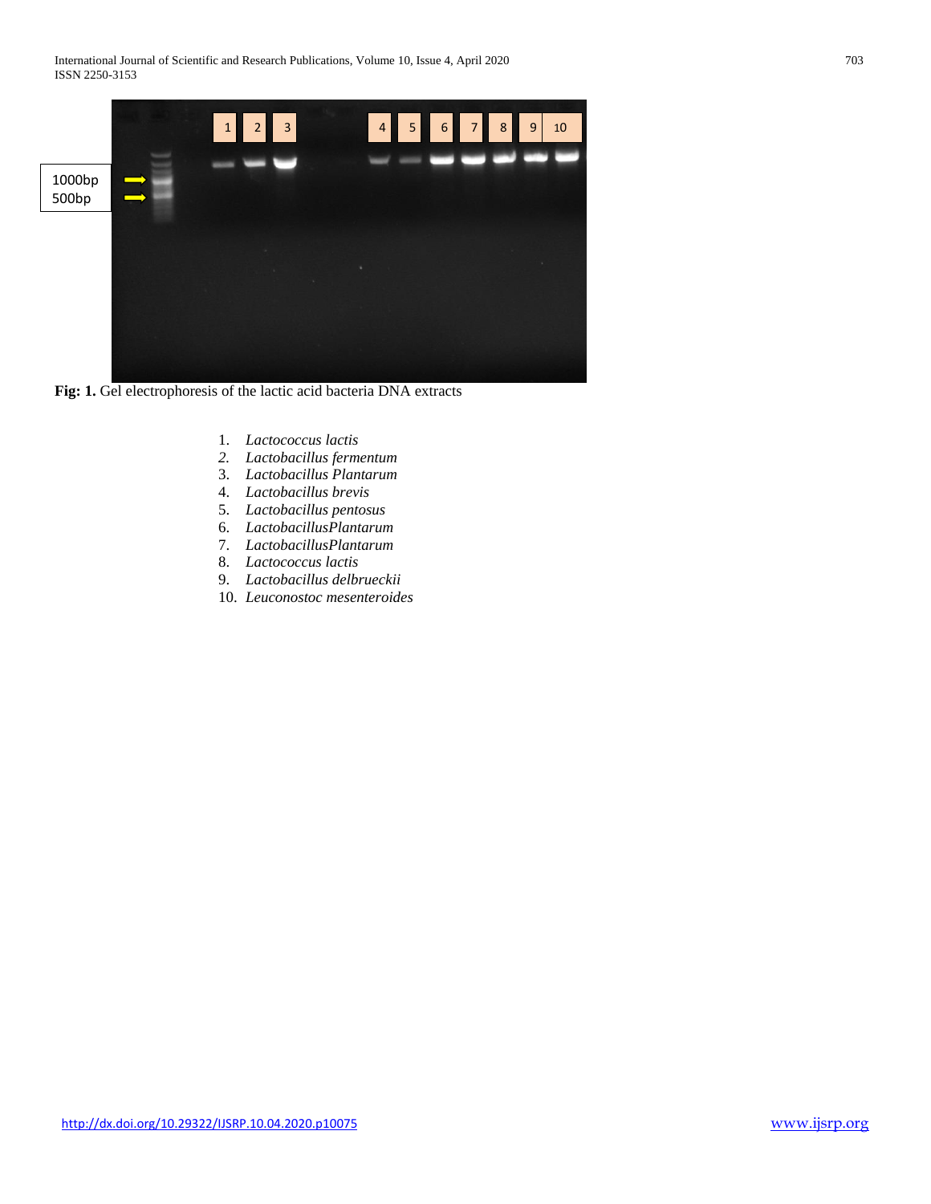**Fig: 1.** Gel electrophoresis of the lactic acid bacteria DNA extracts

1. *Lactococcus lactis*
2. *Lactobacillus fermentum*
3. *Lactobacillus Plantarum*
4. *Lactobacillus brevis*
5. *Lactobacillus pentosus*
6. *LactobacillusPlantarum*
7. *LactobacillusPlantarum*
8. *Lactococcus lactis*
9. *Lactobacillus delbrueckii*
10. *Leuconostoc mesenteroides*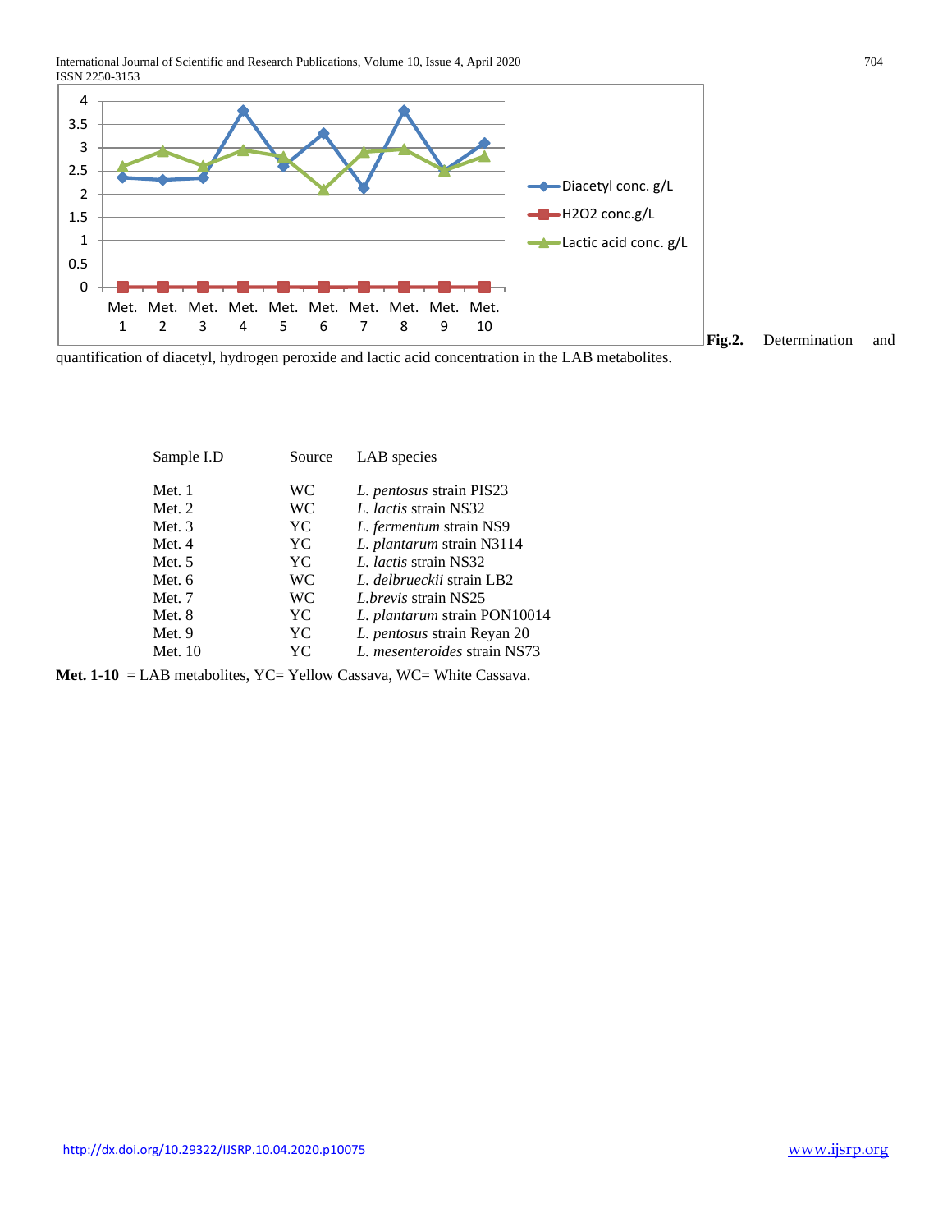**Fig.2.** Determination and quantification of diacetyl, hydrogen peroxide and lactic acid concentration in the LAB metabolites.

| Sample I.D | Source | LAB species |
|---|---|---|
| Met. 1 | WC | *L. pentosus* strain PIS23 |
| Met. 2 | WC | *L. lactis* strain NS32 |
| Met. 3 | YC | *L. fermentum* strain NS9 |
| Met. 4 | YC | *L. plantarum* strain N3114 |
| Met. 5 | YC | *L. lactis* strain NS32 |
| Met. 6 | WC | *L. delbrueckii* strain LB2 |
| Met. 7 | WC | *L.brevis* strain NS25 |
| Met. 8 | YC | *L. plantarum* strain PON10014 |
| Met. 9 | YC | *L. pentosus* strain Reyan 20 |
| Met. 10 | YC | *L. mesenteroides* strain NS73 |

**Met. 1-10** = LAB metabolites, YC= Yellow Cassava, WC= White Cassava.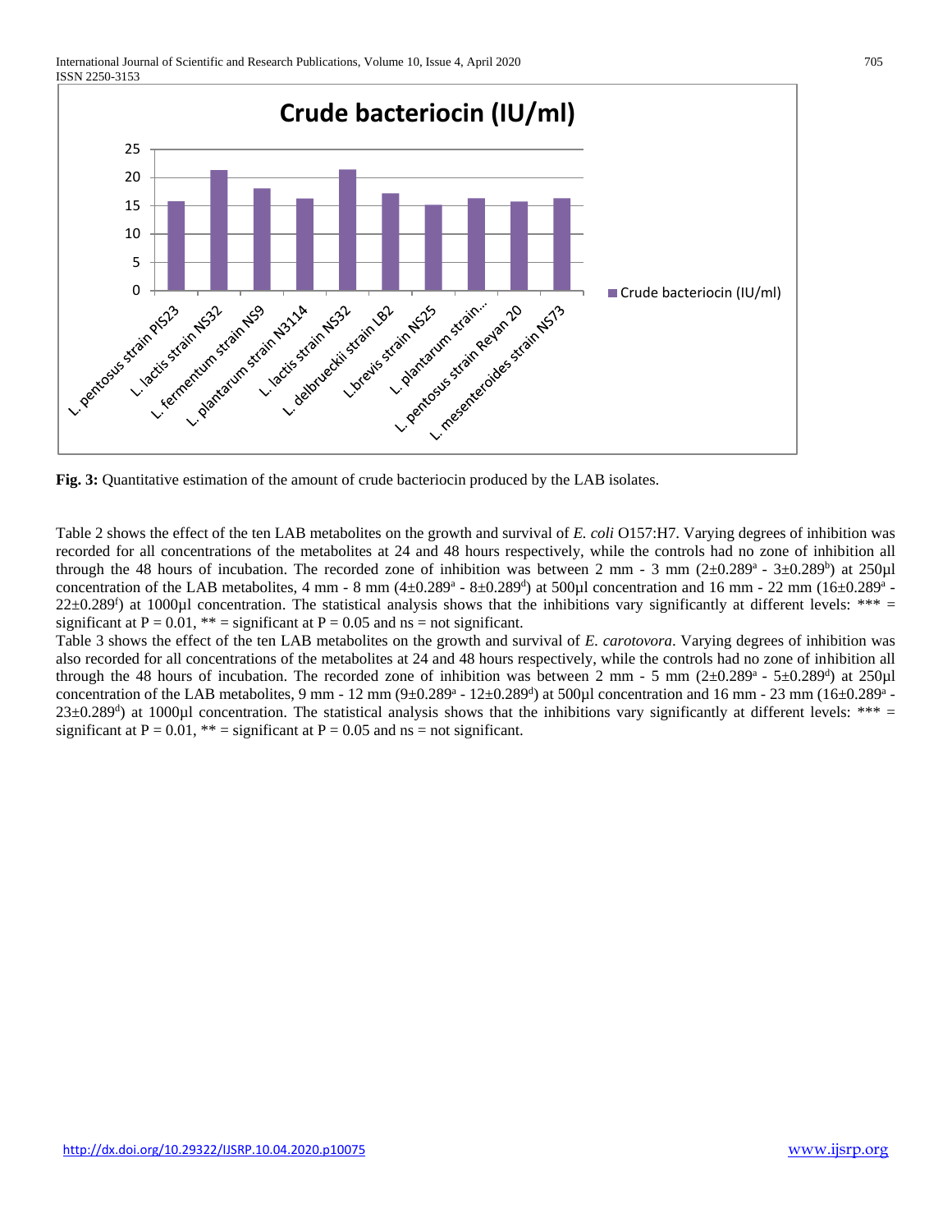**Fig. 3:** Quantitative estimation of the amount of crude bacteriocin produced by the LAB isolates.

Table 2 shows the effect of the ten LAB metabolites on the growth and survival of *E. coli* O157:H7. Varying degrees of inhibition was recorded for all concentrations of the metabolites at 24 and 48 hours respectively, while the controls had no zone of inhibition all through the 48 hours of incubation. The recorded zone of inhibition was between 2 mm - 3 mm ($2\pm0.289^{a}$ - $3\pm0.289^{b}$) at 250µl concentration of the LAB metabolites, 4 mm - 8 mm ($4\pm0.289^{a}$ - $8\pm0.289^{d}$) at 500µl concentration and 16 mm - 22 mm ($16\pm0.289^{a}$ - $22\pm0.289^{f}$) at 1000µl concentration. The statistical analysis shows that the inhibitions vary significantly at different levels: *** = significant at P = 0.01, ** = significant at P = 0.05 and ns = not significant.

Table 3 shows the effect of the ten LAB metabolites on the growth and survival of *E. carotovora*. Varying degrees of inhibition was also recorded for all concentrations of the metabolites at 24 and 48 hours respectively, while the controls had no zone of inhibition all through the 48 hours of incubation. The recorded zone of inhibition was between 2 mm - 5 mm ($2\pm0.289^{a}$ - $5\pm0.289^{d}$) at 250µl concentration of the LAB metabolites, 9 mm - 12 mm ($9\pm0.289^{a}$ - $12\pm0.289^{d}$) at 500µl concentration and 16 mm - 23 mm ($16\pm0.289^{a}$ - $23\pm0.289^{d}$) at 1000µl concentration. The statistical analysis shows that the inhibitions vary significantly at different levels: *** = significant at P = 0.01, ** = significant at P = 0.05 and ns = not significant.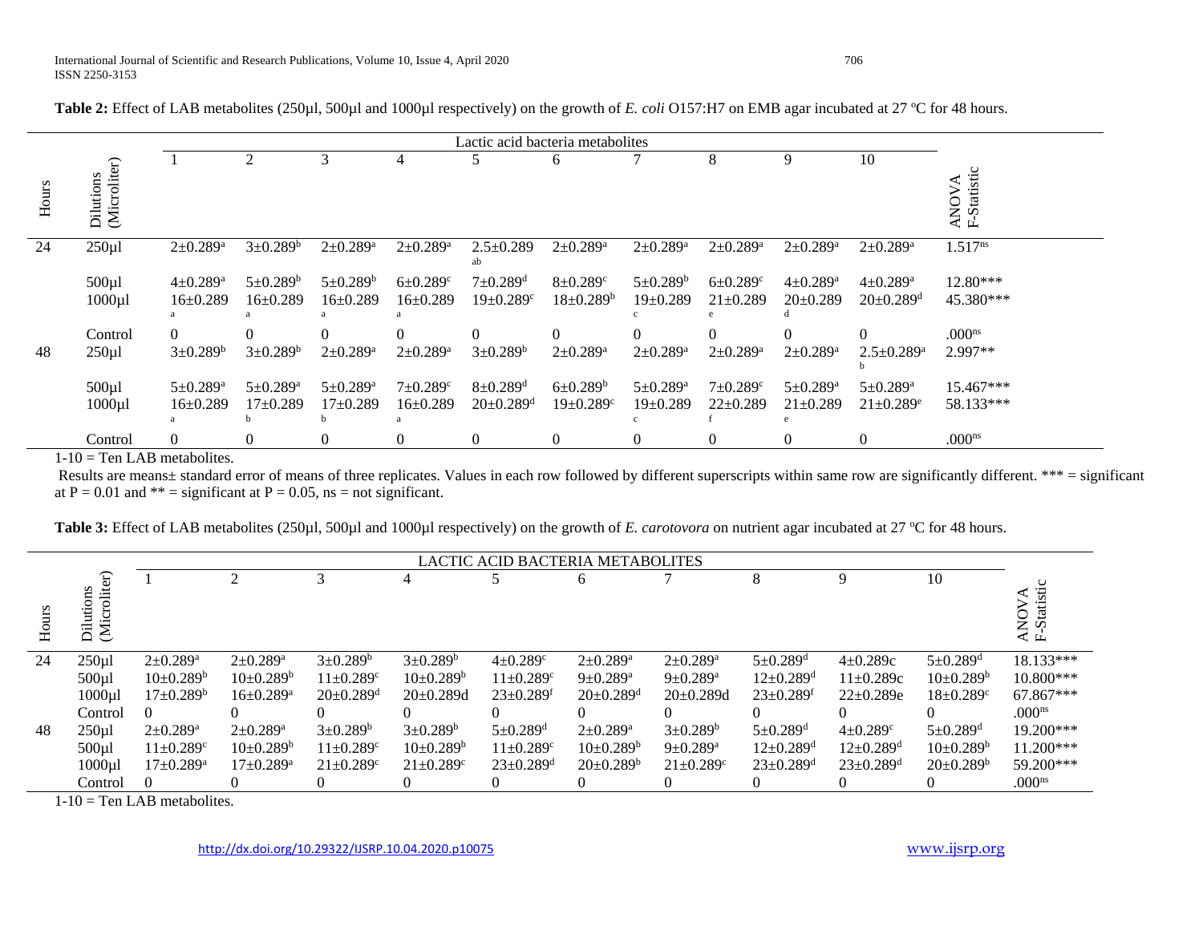**Table 2:** Effect of LAB metabolites (250µl, 500µl and 1000µl respectively) on the growth of *E. coli* O157:H7 on EMB agar incubated at 27 °C for 48 hours.

| Hours | Dilutions (Microliter) | Lactic acid bacteria metabolites 1 | 2 | 3 | 4 | 5 | 6 | 7 | 8 | 9 | 10 | ANOVA F-Statistic |
|---|---|---|---|---|---|---|---|---|---|---|---|---|
| 24 | 250µl | 2±0.289[a] | 3±0.289[b] | 2±0.289[a] | 2±0.289[a] | 2.5±0.289[ab] | 2±0.289[a] | 2±0.289[a] | 2±0.289[a] | 2±0.289[a] | 2±0.289[a] | 1.517[ns] |
| | 500µl | 4±0.289[a] | 5±0.289[b] | 5±0.289[b] | 6±0.289[c] | 7±0.289[d] | 8±0.289[c] | 5±0.289[b] | 6±0.289[c] | 4±0.289[a] | 4±0.289[a] | 12.80*** |
| | 1000µl | 16±0.289[a] | 16±0.289[a] | 16±0.289[a] | 16±0.289[a] | 19±0.289[c] | 18±0.289[b] | 19±0.289[c] | 21±0.289[e] | 20±0.289[d] | 20±0.289[d] | 45.380*** |
| | Control | 0 | 0 | 0 | 0 | 0 | 0 | 0 | 0 | 0 | 0 | .000[ns] |
| 48 | 250µl | 3±0.289[b] | 3±0.289[b] | 2±0.289[a] | 2±0.289[a] | 3±0.289[b] | 2±0.289[a] | 2±0.289[a] | 2±0.289[a] | 2±0.289[a] | 2.5±0.289[ab] | 2.997** |
| | 500µl | 5±0.289[a] | 5±0.289[a] | 5±0.289[a] | 7±0.289[c] | 8±0.289[d] | 6±0.289[b] | 5±0.289[a] | 7±0.289[c] | 5±0.289[a] | 5±0.289[a] | 15.467*** |
| | 1000µl | 16±0.289[a] | 17±0.289[b] | 17±0.289[b] | 16±0.289[a] | 20±0.289[d] | 19±0.289[c] | 19±0.289[c] | 22±0.289[f] | 21±0.289[e] | 21±0.289[e] | 58.133*** |
| | Control | 0 | 0 | 0 | 0 | 0 | 0 | 0 | 0 | 0 | 0 | .000[ns] |

1-10 = Ten LAB metabolites.

Results are means± standard error of means of three replicates. Values in each row followed by different superscripts within same row are significantly different. *** = significant at P = 0.01 and ** = significant at P = 0.05, ns = not significant.

**Table 3:** Effect of LAB metabolites (250µl, 500µl and 1000µl respectively) on the growth of *E. carotovora* on nutrient agar incubated at 27 °C for 48 hours.

| Hours | Dilutions (Microliter) | LACTIC ACID BACTERIA METABOLITES 1 | 2 | 3 | 4 | 5 | 6 | 7 | 8 | 9 | 10 | ANOVA F-Statistic |
|---|---|---|---|---|---|---|---|---|---|---|---|---|
| 24 | 250µl | 2±0.289[a] | 2±0.289[a] | 3±0.289[b] | 3±0.289[b] | 4±0.289[c] | 2±0.289[a] | 2±0.289[a] | 5±0.289[d] | 4±0.289c | 5±0.289[d] | 18.133*** |
| | 500µl | 10±0.289[b] | 10±0.289[b] | 11±0.289[c] | 10±0.289[b] | 11±0.289[c] | 9±0.289[a] | 9±0.289[a] | 12±0.289[d] | 11±0.289c | 10±0.289[b] | 10.800*** |
| | 1000µl | 17±0.289[b] | 16±0.289[a] | 20±0.289[d] | 20±0.289d | 23±0.289[f] | 20±0.289[d] | 20±0.289d | 23±0.289[f] | 22±0.289e | 18±0.289[c] | 67.867*** |
| | Control | 0 | 0 | 0 | 0 | 0 | 0 | 0 | 0 | 0 | 0 | .000[ns] |
| 48 | 250µl | 2±0.289[a] | 2±0.289[a] | 3±0.289[b] | 3±0.289[b] | 5±0.289[d] | 2±0.289[a] | 3±0.289[b] | 5±0.289[d] | 4±0.289[c] | 5±0.289[d] | 19.200*** |
| | 500µl | 11±0.289[c] | 10±0.289[b] | 11±0.289[c] | 10±0.289[b] | 11±0.289[c] | 10±0.289[b] | 9±0.289[a] | 12±0.289[d] | 12±0.289[d] | 10±0.289[b] | 11.200*** |
| | 1000µl | 17±0.289[a] | 17±0.289[a] | 21±0.289[c] | 21±0.289[c] | 23±0.289[d] | 20±0.289[b] | 21±0.289[c] | 23±0.289[d] | 23±0.289[d] | 20±0.289[b] | 59.200*** |
| | Control | 0 | 0 | 0 | 0 | 0 | 0 | 0 | 0 | 0 | 0 | .000[ns] |

1-10 = Ten LAB metabolites.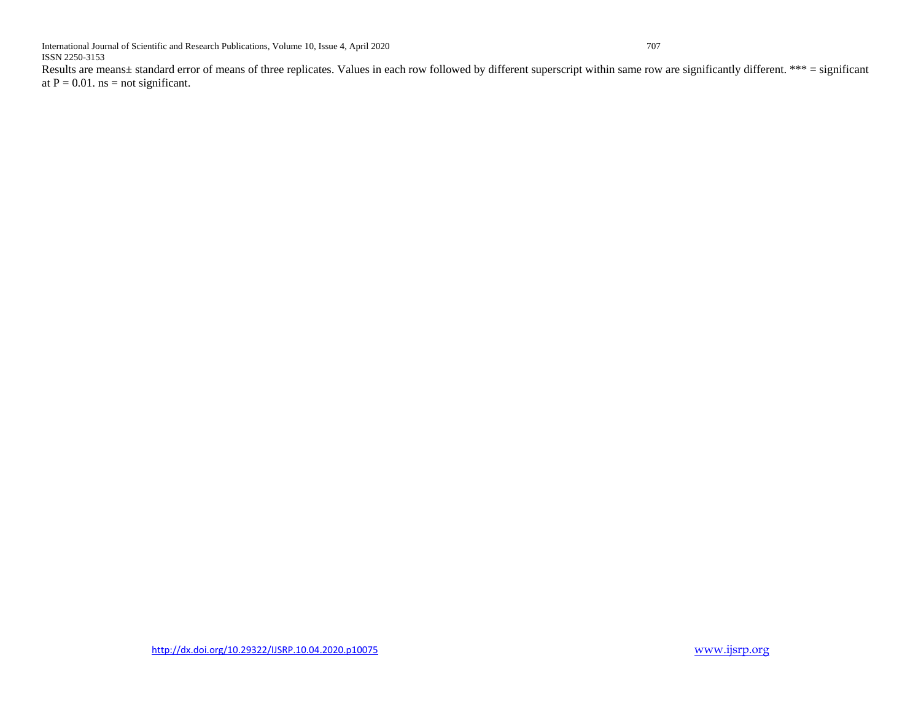Results are means± standard error of means of three replicates. Values in each row followed by different superscript within same row are significantly different. *** = significant at $P = 0.01$. ns = not significant.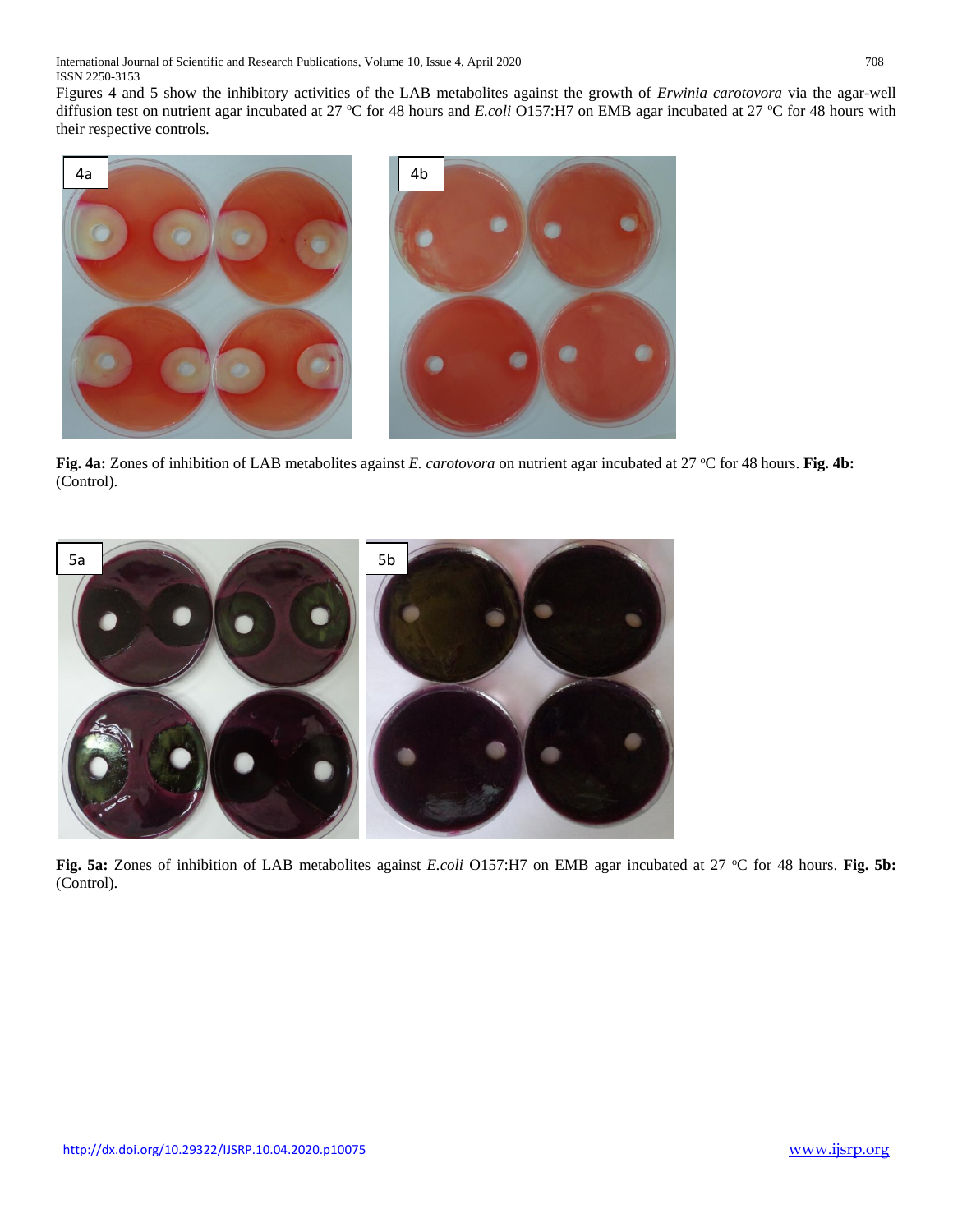Figures 4 and 5 show the inhibitory activities of the LAB metabolites against the growth of *Erwinia carotovora* via the agar-well diffusion test on nutrient agar incubated at 27 °C for 48 hours and *E.coli* O157:H7 on EMB agar incubated at 27 °C for 48 hours with their respective controls.

**Fig. 4a:** Zones of inhibition of LAB metabolites against *E. carotovora* on nutrient agar incubated at 27 °C for 48 hours. **Fig. 4b:** (Control).

**Fig. 5a:** Zones of inhibition of LAB metabolites against *E.coli* O157:H7 on EMB agar incubated at 27 °C for 48 hours. **Fig. 5b:** (Control).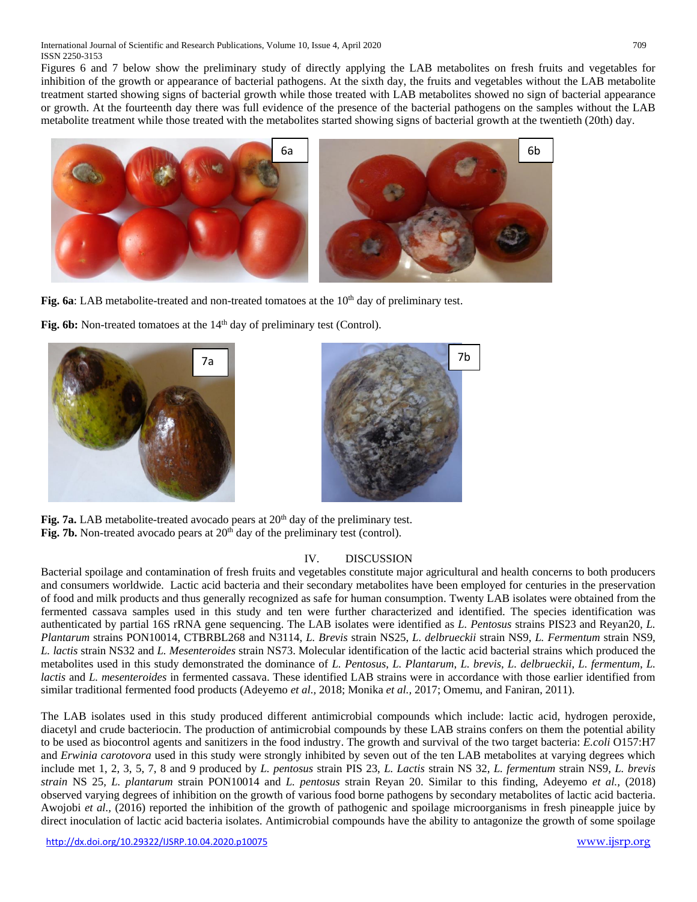Figures 6 and 7 below show the preliminary study of directly applying the LAB metabolites on fresh fruits and vegetables for inhibition of the growth or appearance of bacterial pathogens. At the sixth day, the fruits and vegetables without the LAB metabolite treatment started showing signs of bacterial growth while those treated with LAB metabolites showed no sign of bacterial appearance or growth. At the fourteenth day there was full evidence of the presence of the bacterial pathogens on the samples without the LAB metabolite treatment while those treated with the metabolites started showing signs of bacterial growth at the twentieth (20th) day.

**Fig. 6a**: LAB metabolite-treated and non-treated tomatoes at the 10th day of preliminary test.

**Fig. 6b:** Non-treated tomatoes at the 14th day of preliminary test (Control).

**Fig. 7a.** LAB metabolite-treated avocado pears at 20th day of the preliminary test.
**Fig. 7b.** Non-treated avocado pears at 20th day of the preliminary test (control).

## IV. DISCUSSION

Bacterial spoilage and contamination of fresh fruits and vegetables constitute major agricultural and health concerns to both producers and consumers worldwide. Lactic acid bacteria and their secondary metabolites have been employed for centuries in the preservation of food and milk products and thus generally recognized as safe for human consumption. Twenty LAB isolates were obtained from the fermented cassava samples used in this study and ten were further characterized and identified. The species identification was authenticated by partial 16S rRNA gene sequencing. The LAB isolates were identified as *L. Pentosus* strains PIS23 and Reyan20, *L. Plantarum* strains PON10014, CTBRBL268 and N3114, *L. Brevis* strain NS25, *L. delbrueckii* strain NS9, *L. Fermentum* strain NS9, *L. lactis* strain NS32 and *L. Mesenteroides* strain NS73. Molecular identification of the lactic acid bacterial strains which produced the metabolites used in this study demonstrated the dominance of *L. Pentosus, L. Plantarum, L. brevis, L. delbrueckii, L. fermentum, L. lactis* and *L. mesenteroides* in fermented cassava. These identified LAB strains were in accordance with those earlier identified from similar traditional fermented food products (Adeyemo *et al.,* 2018; Monika *et al.,* 2017; Omemu, and Faniran, 2011).

The LAB isolates used in this study produced different antimicrobial compounds which include: lactic acid, hydrogen peroxide, diacetyl and crude bacteriocin. The production of antimicrobial compounds by these LAB strains confers on them the potential ability to be used as biocontrol agents and sanitizers in the food industry. The growth and survival of the two target bacteria: *E.coli* O157:H7 and *Erwinia carotovora* used in this study were strongly inhibited by seven out of the ten LAB metabolites at varying degrees which include met 1, 2, 3, 5, 7, 8 and 9 produced by *L. pentosus* strain PIS 23, *L. Lactis* strain NS 32, *L. fermentum* strain NS9, *L. brevis strain* NS 25, *L. plantarum* strain PON10014 and *L. pentosus* strain Reyan 20. Similar to this finding, Adeyemo *et al.,* (2018) observed varying degrees of inhibition on the growth of various food borne pathogens by secondary metabolites of lactic acid bacteria. Awojobi *et al.,* (2016) reported the inhibition of the growth of pathogenic and spoilage microorganisms in fresh pineapple juice by direct inoculation of lactic acid bacteria isolates. Antimicrobial compounds have the ability to antagonize the growth of some spoilage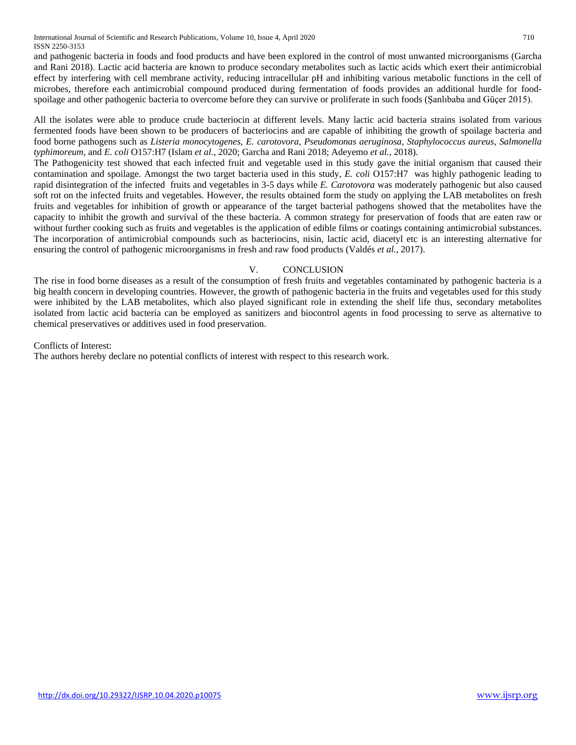and pathogenic bacteria in foods and food products and have been explored in the control of most unwanted microorganisms (Garcha and Rani 2018). Lactic acid bacteria are known to produce secondary metabolites such as lactic acids which exert their antimicrobial effect by interfering with cell membrane activity, reducing intracellular pH and inhibiting various metabolic functions in the cell of microbes, therefore each antimicrobial compound produced during fermentation of foods provides an additional hurdle for food-spoilage and other pathogenic bacteria to overcome before they can survive or proliferate in such foods (Şanlıbaba and Güçer 2015).

All the isolates were able to produce crude bacteriocin at different levels. Many lactic acid bacteria strains isolated from various fermented foods have been shown to be producers of bacteriocins and are capable of inhibiting the growth of spoilage bacteria and food borne pathogens such as *Listeria monocytogenes, E. carotovora, Pseudomonas aeruginosa, Staphylococcus aureus, Salmonella typhimoreum,* and *E. coli* O157:H7 (Islam *et al*., 2020; Garcha and Rani 2018; Adeyemo *et al.,* 2018).

The Pathogenicity test showed that each infected fruit and vegetable used in this study gave the initial organism that caused their contamination and spoilage. Amongst the two target bacteria used in this study, *E. coli* O157:H7 was highly pathogenic leading to rapid disintegration of the infected fruits and vegetables in 3-5 days while *E. Carotovora* was moderately pathogenic but also caused soft rot on the infected fruits and vegetables. However, the results obtained form the study on applying the LAB metabolites on fresh fruits and vegetables for inhibition of growth or appearance of the target bacterial pathogens showed that the metabolites have the capacity to inhibit the growth and survival of the these bacteria. A common strategy for preservation of foods that are eaten raw or without further cooking such as fruits and vegetables is the application of edible films or coatings containing antimicrobial substances. The incorporation of antimicrobial compounds such as bacteriocins, nisin, lactic acid, diacetyl etc is an interesting alternative for ensuring the control of pathogenic microorganisms in fresh and raw food products (Valdés *et al.,* 2017).

## V. CONCLUSION

The rise in food borne diseases as a result of the consumption of fresh fruits and vegetables contaminated by pathogenic bacteria is a big health concern in developing countries. However, the growth of pathogenic bacteria in the fruits and vegetables used for this study were inhibited by the LAB metabolites, which also played significant role in extending the shelf life thus, secondary metabolites isolated from lactic acid bacteria can be employed as sanitizers and biocontrol agents in food processing to serve as alternative to chemical preservatives or additives used in food preservation.

Conflicts of Interest:

The authors hereby declare no potential conflicts of interest with respect to this research work.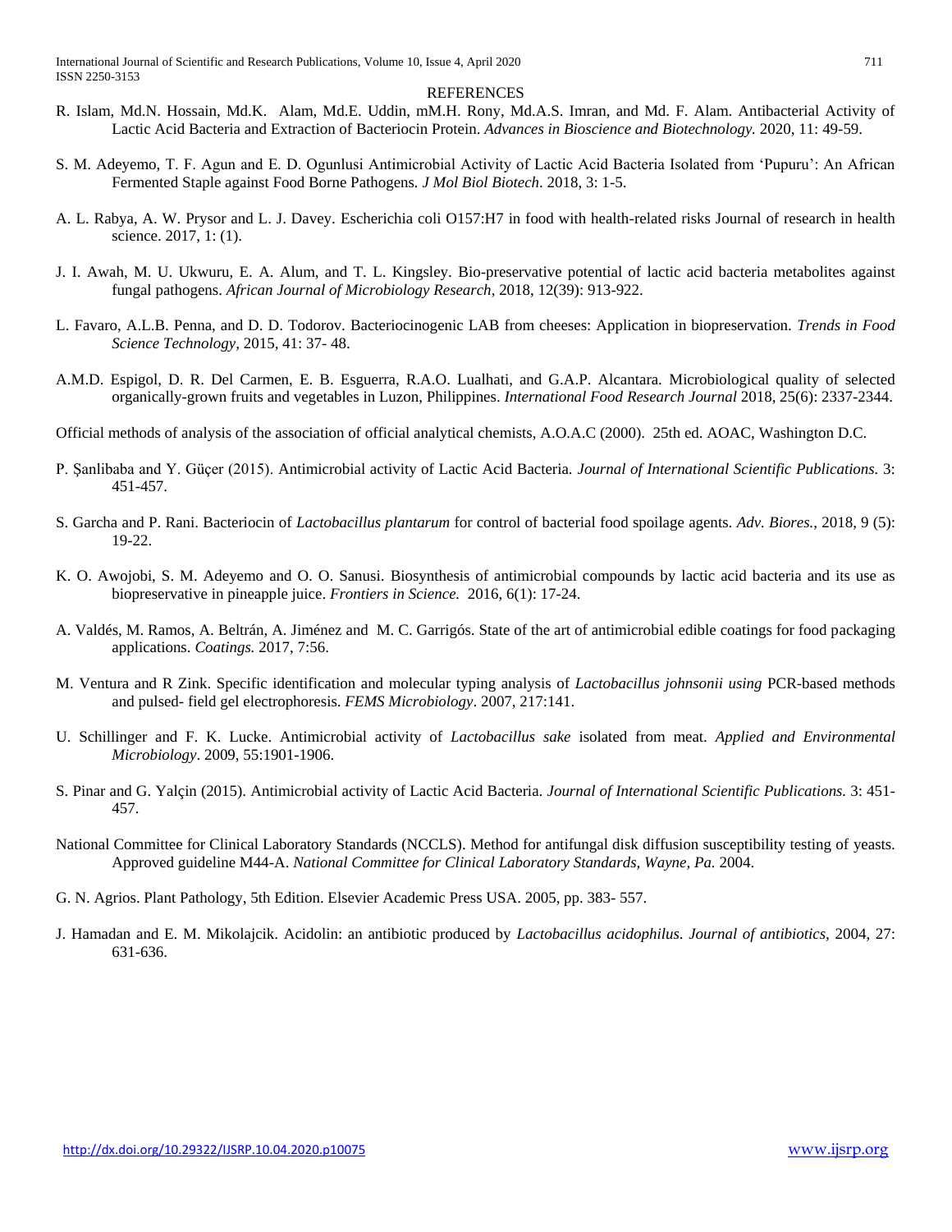## REFERENCES

R. Islam, Md.N. Hossain, Md.K. Alam, Md.E. Uddin, mM.H. Rony, Md.A.S. Imran, and Md. F. Alam. Antibacterial Activity of Lactic Acid Bacteria and Extraction of Bacteriocin Protein. *Advances in Bioscience and Biotechnology.* 2020, 11: 49-59.

S. M. Adeyemo, T. F. Agun and E. D. Ogunlusi Antimicrobial Activity of Lactic Acid Bacteria Isolated from 'Pupuru': An African Fermented Staple against Food Borne Pathogens. *J Mol Biol Biotech*. 2018, 3: 1-5.

A. L. Rabya, A. W. Prysor and L. J. Davey. Escherichia coli O157:H7 in food with health-related risks Journal of research in health science. 2017, 1: (1).

J. I. Awah, M. U. Ukwuru, E. A. Alum, and T. L. Kingsley. Bio-preservative potential of lactic acid bacteria metabolites against fungal pathogens. *African Journal of Microbiology Research*, 2018, 12(39): 913-922.

L. Favaro, A.L.B. Penna, and D. D. Todorov. Bacteriocinogenic LAB from cheeses: Application in biopreservation. *Trends in Food Science Technology,* 2015, 41: 37- 48.

A.M.D. Espigol, D. R. Del Carmen, E. B. Esguerra, R.A.O. Lualhati, and G.A.P. Alcantara. Microbiological quality of selected organically-grown fruits and vegetables in Luzon, Philippines. *International Food Research Journal* 2018, 25(6): 2337-2344.

Official methods of analysis of the association of official analytical chemists, A.O.A.C (2000). 25th ed. AOAC, Washington D.C.

P. Şanlibaba and Y. Güçer (2015). Antimicrobial activity of Lactic Acid Bacteria. *Journal of International Scientific Publications.* 3: 451-457.

S. Garcha and P. Rani. Bacteriocin of *Lactobacillus plantarum* for control of bacterial food spoilage agents. *Adv. Biores.*, 2018, 9 (5): 19-22.

K. O. Awojobi, S. M. Adeyemo and O. O. Sanusi. Biosynthesis of antimicrobial compounds by lactic acid bacteria and its use as biopreservative in pineapple juice. *Frontiers in Science.* 2016, 6(1): 17-24.

A. Valdés, M. Ramos, A. Beltrán, A. Jiménez and M. C. Garrigós. State of the art of antimicrobial edible coatings for food packaging applications. *Coatings.* 2017, 7:56.

M. Ventura and R Zink. Specific identification and molecular typing analysis of *Lactobacillus johnsonii using* PCR-based methods and pulsed- field gel electrophoresis. *FEMS Microbiology*. 2007, 217:141.

U. Schillinger and F. K. Lucke. Antimicrobial activity of *Lactobacillus sake* isolated from meat. *Applied and Environmental Microbiology*. 2009, 55:1901-1906.

S. Pinar and G. Yalçin (2015). Antimicrobial activity of Lactic Acid Bacteria. *Journal of International Scientific Publications.* 3: 451-457.

National Committee for Clinical Laboratory Standards (NCCLS). Method for antifungal disk diffusion susceptibility testing of yeasts. Approved guideline M44-A. *National Committee for Clinical Laboratory Standards, Wayne, Pa.* 2004.

G. N. Agrios. Plant Pathology, 5th Edition. Elsevier Academic Press USA. 2005, pp. 383- 557.

J. Hamadan and E. M. Mikolajcik. Acidolin: an antibiotic produced by *Lactobacillus acidophilus*. *Journal of antibiotics,* 2004, 27: 631-636.